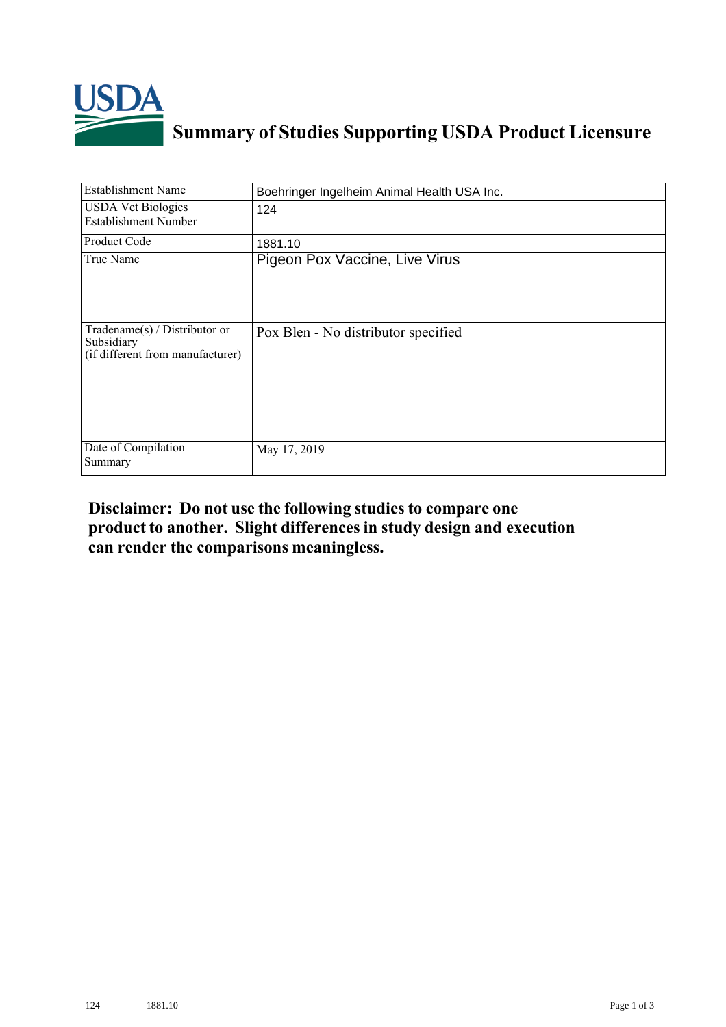# Summary of Studies Supporting USDA Product Licensure

| Establishment Name | Boehringer Ingelheim Animal Health USA Inc. |
|---|---|
| USDA Vet Biologics Establishment Number | 124 |
| Product Code | 1881.10 |
| True Name | Pigeon Pox Vaccine, Live Virus |
| Tradename(s) / Distributor or Subsidiary (if different from manufacturer) | Pox Blen - No distributor specified |
| Date of Compilation Summary | May 17, 2019 |

**Disclaimer: Do not use the following studies to compare one product to another. Slight differences in study design and execution can render the comparisons meaningless.**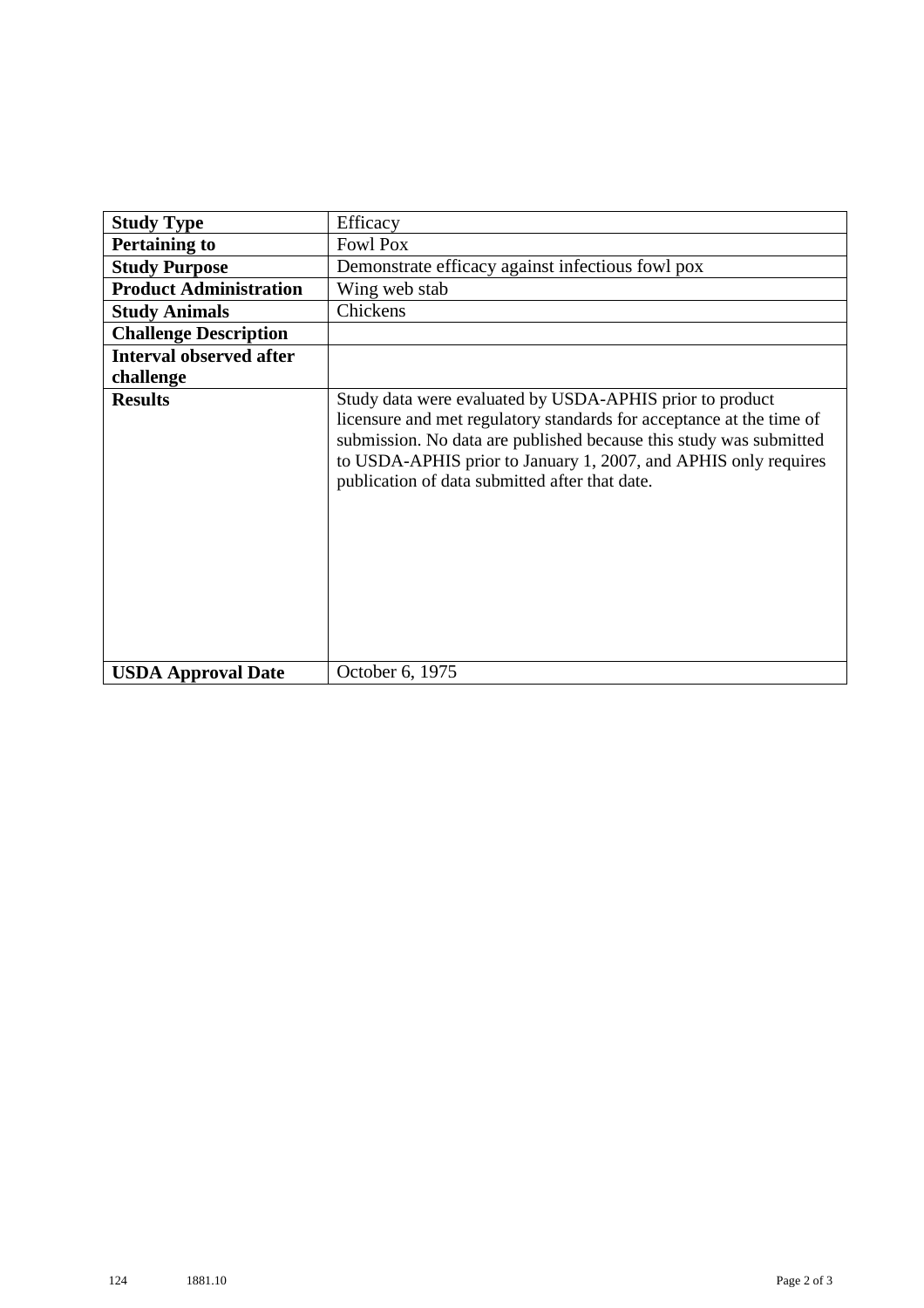| | |
|---|---|
| **Study Type** | Efficacy |
| **Pertaining to** | Fowl Pox |
| **Study Purpose** | Demonstrate efficacy against infectious fowl pox |
| **Product Administration** | Wing web stab |
| **Study Animals** | Chickens |
| **Challenge Description** | |
| **Interval observed after challenge** | |
| **Results** | Study data were evaluated by USDA-APHIS prior to product licensure and met regulatory standards for acceptance at the time of submission. No data are published because this study was submitted to USDA-APHIS prior to January 1, 2007, and APHIS only requires publication of data submitted after that date. |
| **USDA Approval Date** | October 6, 1975 |

124 1881.10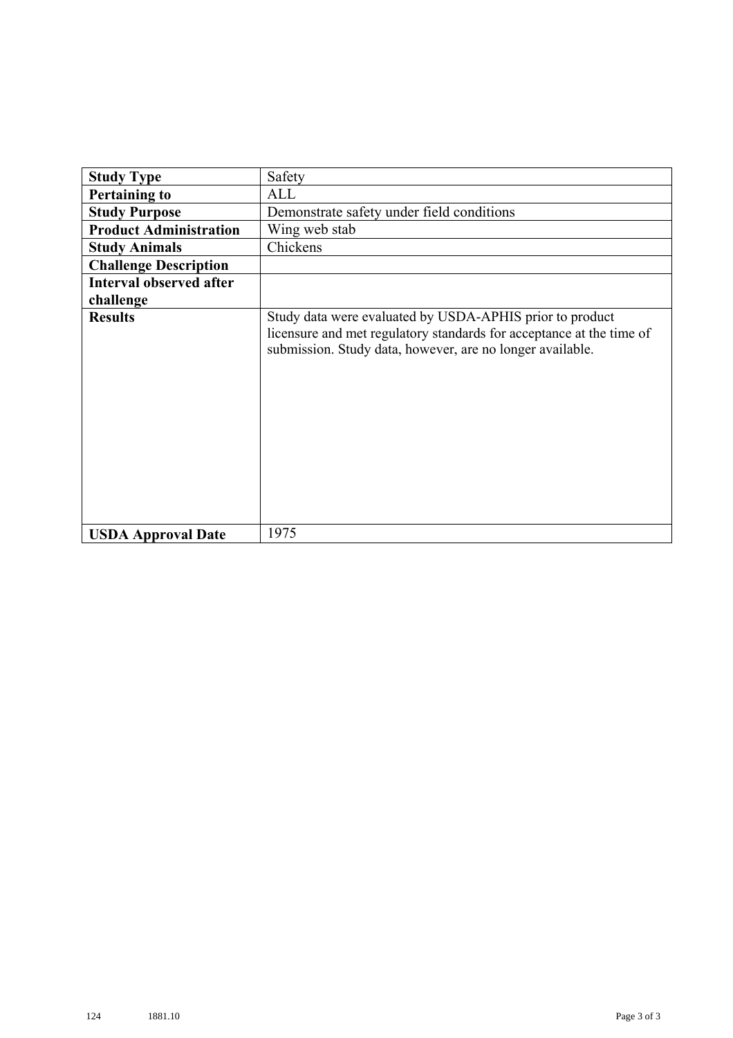| | |
|---|---|
| **Study Type** | Safety |
| **Pertaining to** | ALL |
| **Study Purpose** | Demonstrate safety under field conditions |
| **Product Administration** | Wing web stab |
| **Study Animals** | Chickens |
| **Challenge Description** | |
| **Interval observed after challenge** | |
| **Results** | Study data were evaluated by USDA-APHIS prior to product licensure and met regulatory standards for acceptance at the time of submission. Study data, however, are no longer available. |
| **USDA Approval Date** | 1975 |

124 1881.10